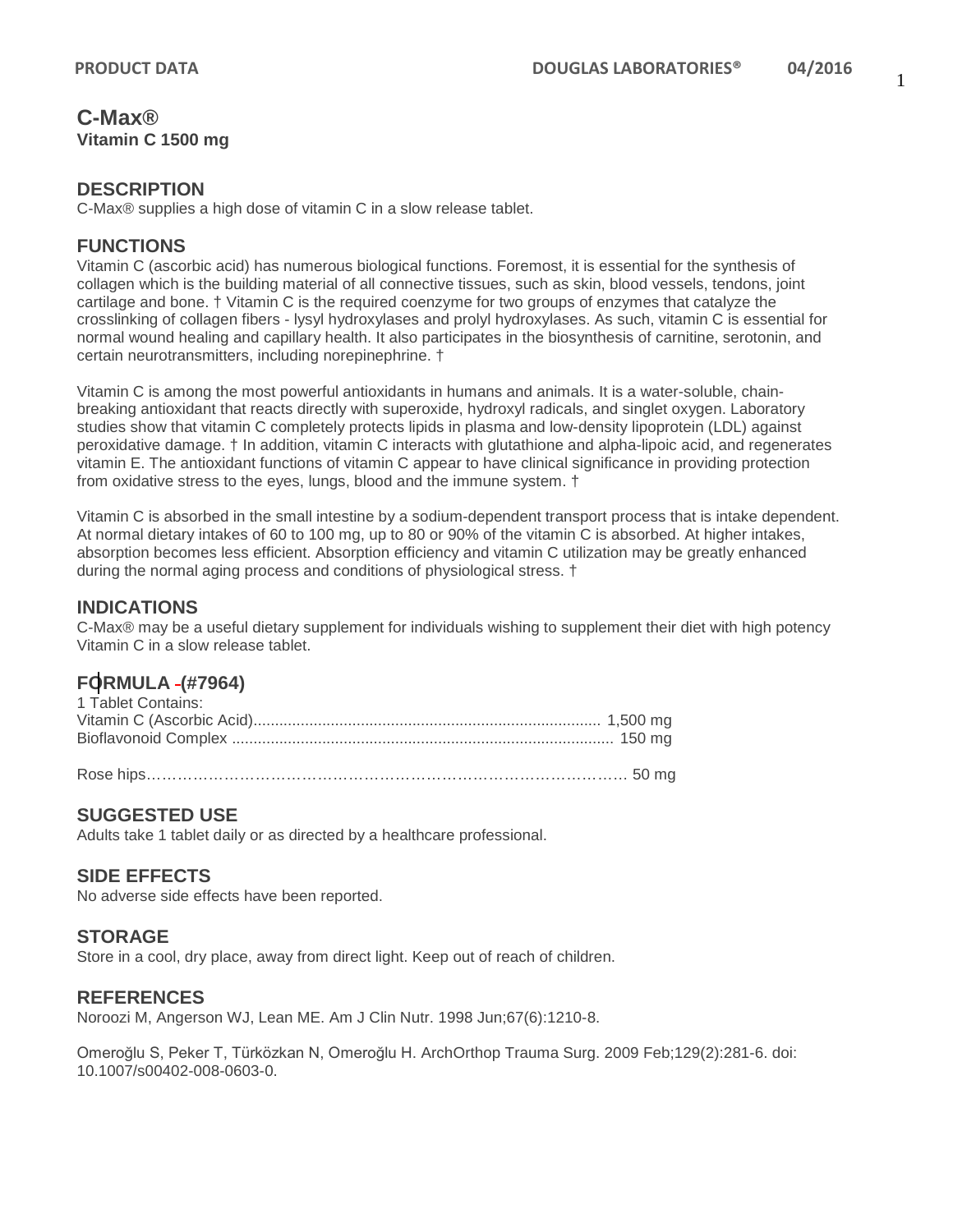# C-Max®

**Vitamin C 1500 mg**

## DESCRIPTION

C-Max® supplies a high dose of vitamin C in a slow release tablet.

## FUNCTIONS

Vitamin C (ascorbic acid) has numerous biological functions. Foremost, it is essential for the synthesis of collagen which is the building material of all connective tissues, such as skin, blood vessels, tendons, joint cartilage and bone. † Vitamin C is the required coenzyme for two groups of enzymes that catalyze the crosslinking of collagen fibers - lysyl hydroxylases and prolyl hydroxylases. As such, vitamin C is essential for normal wound healing and capillary health. It also participates in the biosynthesis of carnitine, serotonin, and certain neurotransmitters, including norepinephrine. †

Vitamin C is among the most powerful antioxidants in humans and animals. It is a water-soluble, chain-breaking antioxidant that reacts directly with superoxide, hydroxyl radicals, and singlet oxygen. Laboratory studies show that vitamin C completely protects lipids in plasma and low-density lipoprotein (LDL) against peroxidative damage. † In addition, vitamin C interacts with glutathione and alpha-lipoic acid, and regenerates vitamin E. The antioxidant functions of vitamin C appear to have clinical significance in providing protection from oxidative stress to the eyes, lungs, blood and the immune system. †

Vitamin C is absorbed in the small intestine by a sodium-dependent transport process that is intake dependent. At normal dietary intakes of 60 to 100 mg, up to 80 or 90% of the vitamin C is absorbed. At higher intakes, absorption becomes less efficient. Absorption efficiency and vitamin C utilization may be greatly enhanced during the normal aging process and conditions of physiological stress. †

## INDICATIONS

C-Max® may be a useful dietary supplement for individuals wishing to supplement their diet with high potency Vitamin C in a slow release tablet.

## FORMULA (#7964)

1 Tablet Contains:

| Ingredient | Amount |
|---|---|
| Vitamin C (Ascorbic Acid) | 1,500 mg |
| Bioflavonoid Complex | 150 mg |
| Rose hips | 50 mg |

## SUGGESTED USE

Adults take 1 tablet daily or as directed by a healthcare professional.

## SIDE EFFECTS

No adverse side effects have been reported.

## STORAGE

Store in a cool, dry place, away from direct light. Keep out of reach of children.

## REFERENCES

Noroozi M, Angerson WJ, Lean ME. Am J Clin Nutr. 1998 Jun;67(6):1210-8.

Omeroğlu S, Peker T, Türközkan N, Omeroğlu H. ArchOrthop Trauma Surg. 2009 Feb;129(2):281-6. doi: 10.1007/s00402-008-0603-0.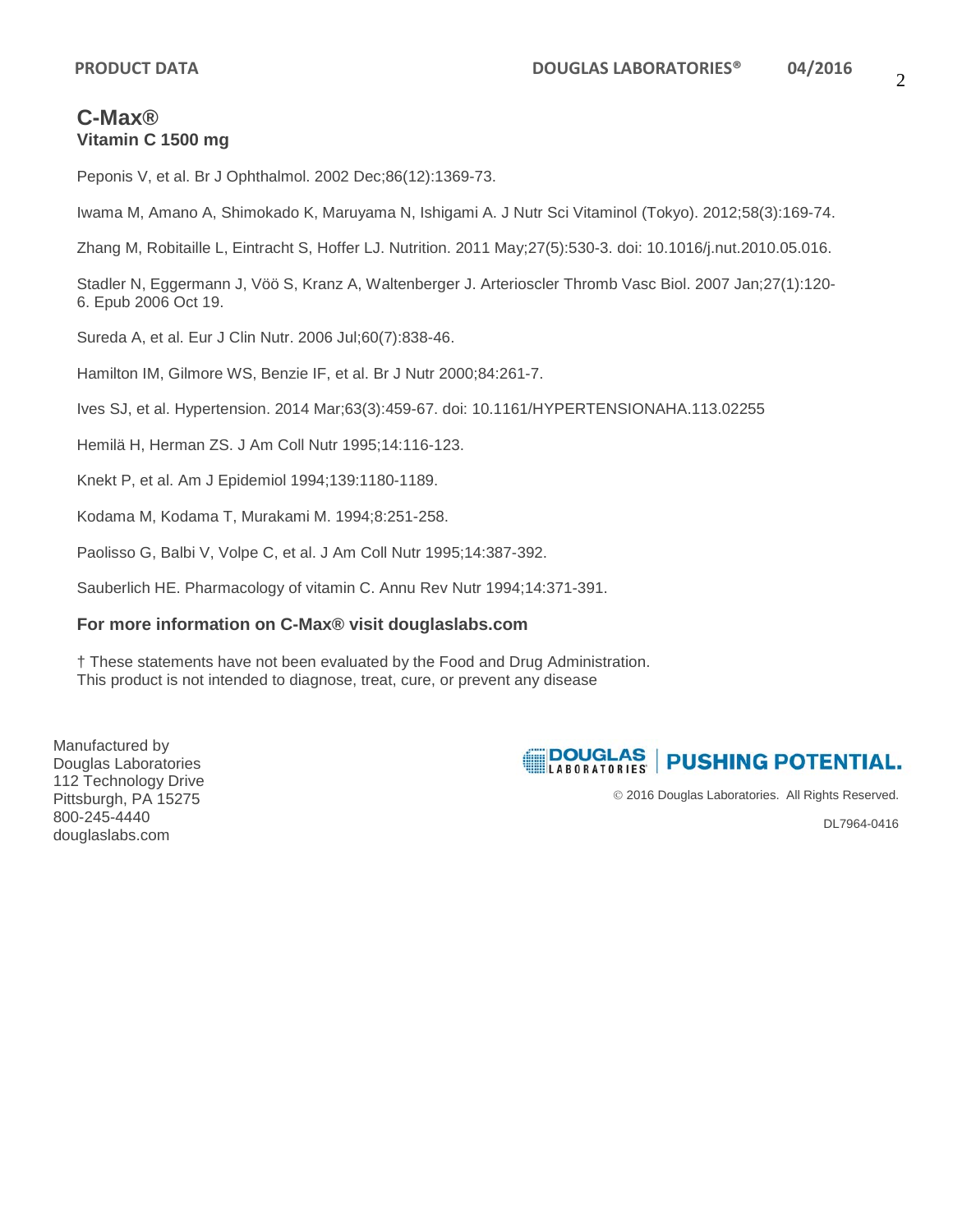## C-Max®

**Vitamin C 1500 mg**

Peponis V, et al. Br J Ophthalmol. 2002 Dec;86(12):1369-73.

Iwama M, Amano A, Shimokado K, Maruyama N, Ishigami A. J Nutr Sci Vitaminol (Tokyo). 2012;58(3):169-74.

Zhang M, Robitaille L, Eintracht S, Hoffer LJ. Nutrition. 2011 May;27(5):530-3. doi: 10.1016/j.nut.2010.05.016.

Stadler N, Eggermann J, Vöö S, Kranz A, Waltenberger J. Arterioscler Thromb Vasc Biol. 2007 Jan;27(1):120-6. Epub 2006 Oct 19.

Sureda A, et al. Eur J Clin Nutr. 2006 Jul;60(7):838-46.

Hamilton IM, Gilmore WS, Benzie IF, et al. Br J Nutr 2000;84:261-7.

Ives SJ, et al. Hypertension. 2014 Mar;63(3):459-67. doi: 10.1161/HYPERTENSIONAHA.113.02255

Hemilä H, Herman ZS. J Am Coll Nutr 1995;14:116-123.

Knekt P, et al. Am J Epidemiol 1994;139:1180-1189.

Kodama M, Kodama T, Murakami M. 1994;8:251-258.

Paolisso G, Balbi V, Volpe C, et al. J Am Coll Nutr 1995;14:387-392.

Sauberlich HE. Pharmacology of vitamin C. Annu Rev Nutr 1994;14:371-391.

**For more information on C-Max® visit douglaslabs.com**

† These statements have not been evaluated by the Food and Drug Administration.
This product is not intended to diagnose, treat, cure, or prevent any disease

Manufactured by
Douglas Laboratories
112 Technology Drive
Pittsburgh, PA 15275
800-245-4440
douglaslabs.com

DOUGLAS LABORATORIES | PUSHING POTENTIAL.

© 2016 Douglas Laboratories. All Rights Reserved.

DL7964-0416